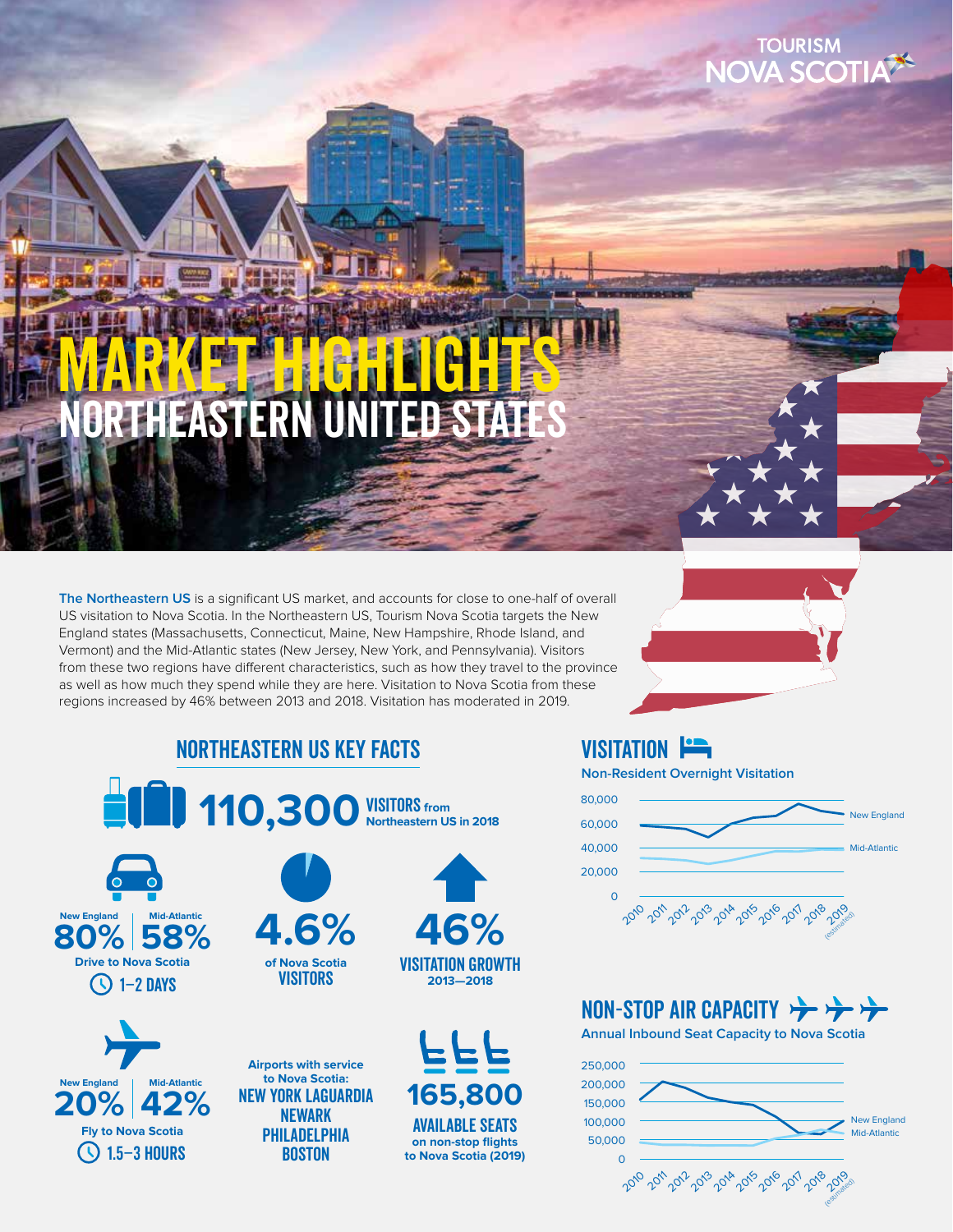TOURISM NOVA SCOTIA

# MARKET HIGHLIGHTS
## NORTHEASTERN UNITED STATES

**The Northeastern US** is a significant US market, and accounts for close to one-half of overall US visitation to Nova Scotia. In the Northeastern US, Tourism Nova Scotia targets the New England states (Massachusetts, Connecticut, Maine, New Hampshire, Rhode Island, and Vermont) and the Mid-Atlantic states (New Jersey, New York, and Pennsylvania). Visitors from these two regions have different characteristics, such as how they travel to the province as well as how much they spend while they are here. Visitation to Nova Scotia from these regions increased by 46% between 2013 and 2018. Visitation has moderated in 2019.

## NORTHEASTERN US KEY FACTS

**110,300 VISITORS from Northeastern US in 2018**

| New England | Mid-Atlantic |
|---|---|
| 80% | 58% |

**Drive to Nova Scotia**
1–2 DAYS

**4.6%** of Nova Scotia **VISITORS**

**46%** VISITATION GROWTH 2013—2018

| New England | Mid-Atlantic |
|---|---|
| 20% | 42% |

**Fly to Nova Scotia**
1.5–3 HOURS

**Airports with service to Nova Scotia:**
NEW YORK LAGUARDIA
NEWARK
PHILADELPHIA
BOSTON

**165,800** AVAILABLE SEATS on non-stop flights to Nova Scotia (2019)

## VISITATION

**Non-Resident Overnight Visitation**

Chart: lines for New England and Mid-Atlantic, 2010–2019 (estimated); y-axis 0 to 80,000.

## NON-STOP AIR CAPACITY

**Annual Inbound Seat Capacity to Nova Scotia**

Chart: lines for New England and Mid-Atlantic, 2010–2019 (estimated); y-axis 0 to 250,000.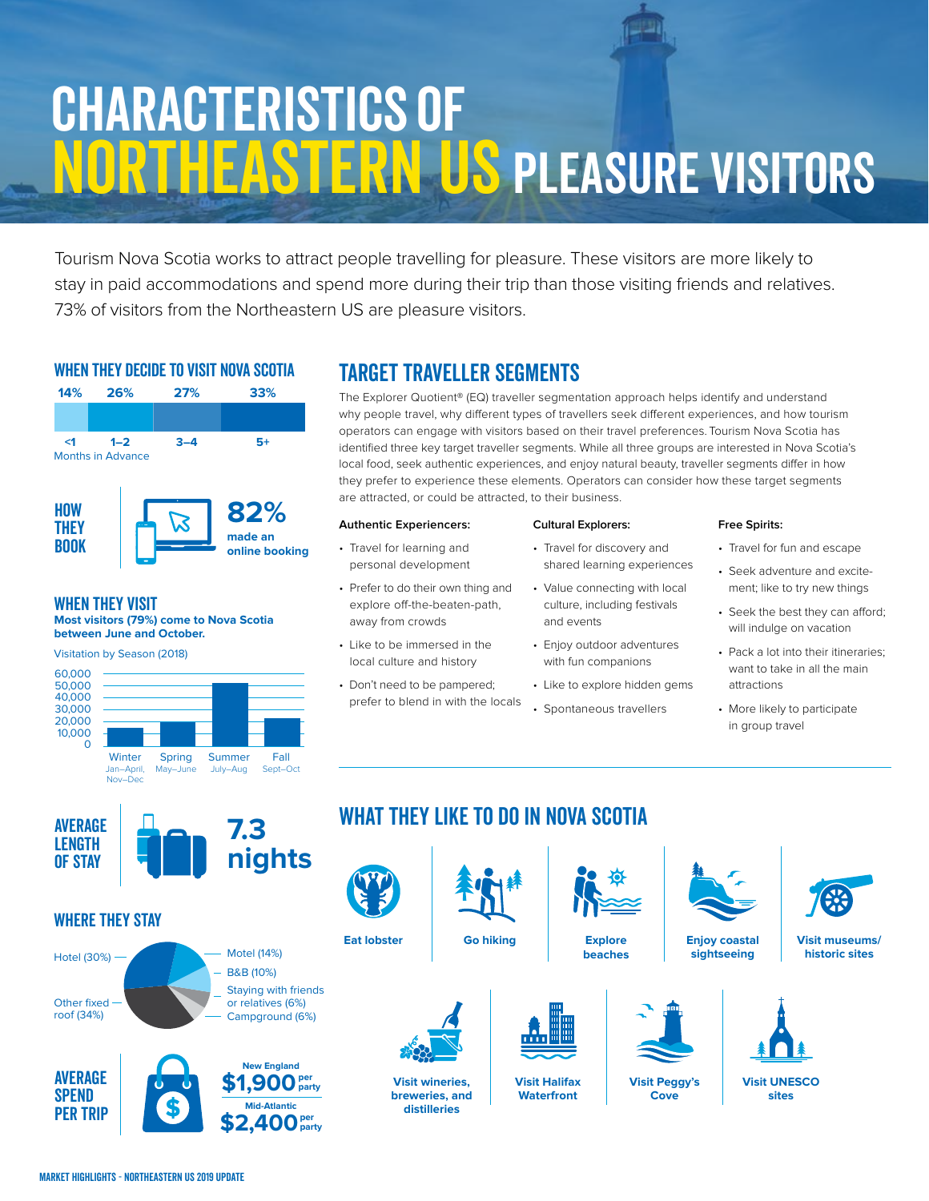# CHARACTERISTICS OF NORTHEASTERN US PLEASURE VISITORS

Tourism Nova Scotia works to attract people travelling for pleasure. These visitors are more likely to stay in paid accommodations and spend more during their trip than those visiting friends and relatives. 73% of visitors from the Northeastern US are pleasure visitors.

## WHEN THEY DECIDE TO VISIT NOVA SCOTIA

| 14% | 26% | 27% | 33% |
|---|---|---|---|
| <1 | 1–2 | 3–4 | 5+ |

Months in Advance

## HOW THEY BOOK

**82%** made an online booking

## WHEN THEY VISIT

**Most visitors (79%) come to Nova Scotia between June and October.**

Visitation by Season (2018)

| Season | Months |
|---|---|
| Winter | Jan–April, Nov–Dec |
| Spring | May–June |
| Summer | July–Aug |
| Fall | Sept–Oct |

## AVERAGE LENGTH OF STAY

**7.3 nights**

## WHERE THEY STAY

- Hotel (30%)
- Other fixed roof (34%)
- Motel (14%)
- B&B (10%)
- Staying with friends or relatives (6%)
- Campground (6%)

## AVERAGE SPEND PER TRIP

- New England: **$1,900** per party
- Mid-Atlantic: **$2,400** per party

## TARGET TRAVELLER SEGMENTS

The Explorer Quotient® (EQ) traveller segmentation approach helps identify and understand why people travel, why different types of travellers seek different experiences, and how tourism operators can engage with visitors based on their travel preferences. Tourism Nova Scotia has identified three key target traveller segments. While all three groups are interested in Nova Scotia's local food, seek authentic experiences, and enjoy natural beauty, traveller segments differ in how they prefer to experience these elements. Operators can consider how these target segments are attracted, or could be attracted, to their business.

**Authentic Experiencers:**

- Travel for learning and personal development
- Prefer to do their own thing and explore off-the-beaten-path, away from crowds
- Like to be immersed in the local culture and history
- Don't need to be pampered; prefer to blend in with the locals

**Cultural Explorers:**

- Travel for discovery and shared learning experiences
- Value connecting with local culture, including festivals and events
- Enjoy outdoor adventures with fun companions
- Like to explore hidden gems
- Spontaneous travellers

**Free Spirits:**

- Travel for fun and escape
- Seek adventure and excitement; like to try new things
- Seek the best they can afford; will indulge on vacation
- Pack a lot into their itineraries; want to take in all the main attractions
- More likely to participate in group travel

## WHAT THEY LIKE TO DO IN NOVA SCOTIA

- Eat lobster
- Go hiking
- Explore beaches
- Enjoy coastal sightseeing
- Visit museums/historic sites
- Visit wineries, breweries, and distilleries
- Visit Halifax Waterfront
- Visit Peggy's Cove
- Visit UNESCO sites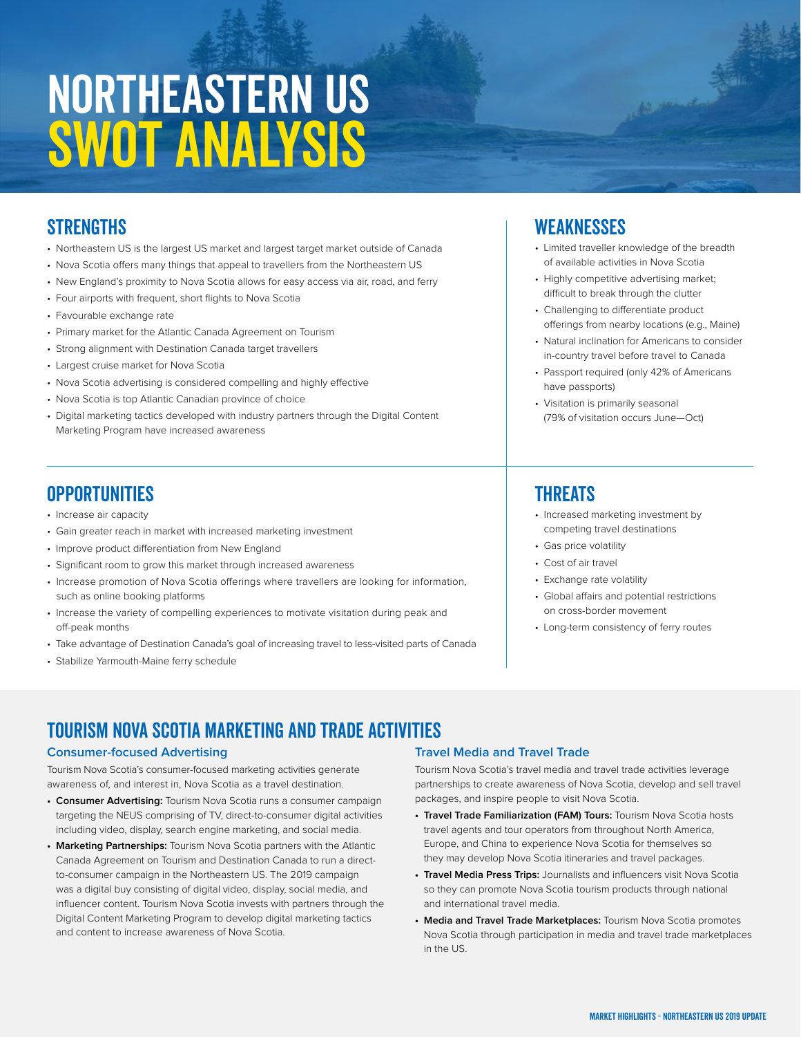# NORTHEASTERN US SWOT ANALYSIS

## STRENGTHS

- Northeastern US is the largest US market and largest target market outside of Canada
- Nova Scotia offers many things that appeal to travellers from the Northeastern US
- New England's proximity to Nova Scotia allows for easy access via air, road, and ferry
- Four airports with frequent, short flights to Nova Scotia
- Favourable exchange rate
- Primary market for the Atlantic Canada Agreement on Tourism
- Strong alignment with Destination Canada target travellers
- Largest cruise market for Nova Scotia
- Nova Scotia advertising is considered compelling and highly effective
- Nova Scotia is top Atlantic Canadian province of choice
- Digital marketing tactics developed with industry partners through the Digital Content Marketing Program have increased awareness

## WEAKNESSES

- Limited traveller knowledge of the breadth of available activities in Nova Scotia
- Highly competitive advertising market; difficult to break through the clutter
- Challenging to differentiate product offerings from nearby locations (e.g., Maine)
- Natural inclination for Americans to consider in-country travel before travel to Canada
- Passport required (only 42% of Americans have passports)
- Visitation is primarily seasonal (79% of visitation occurs June—Oct)

## OPPORTUNITIES

- Increase air capacity
- Gain greater reach in market with increased marketing investment
- Improve product differentiation from New England
- Significant room to grow this market through increased awareness
- Increase promotion of Nova Scotia offerings where travellers are looking for information, such as online booking platforms
- Increase the variety of compelling experiences to motivate visitation during peak and off-peak months
- Take advantage of Destination Canada's goal of increasing travel to less-visited parts of Canada
- Stabilize Yarmouth-Maine ferry schedule

## THREATS

- Increased marketing investment by competing travel destinations
- Gas price volatility
- Cost of air travel
- Exchange rate volatility
- Global affairs and potential restrictions on cross-border movement
- Long-term consistency of ferry routes

## TOURISM NOVA SCOTIA MARKETING AND TRADE ACTIVITIES

### Consumer-focused Advertising

Tourism Nova Scotia's consumer-focused marketing activities generate awareness of, and interest in, Nova Scotia as a travel destination.

- **Consumer Advertising:** Tourism Nova Scotia runs a consumer campaign targeting the NEUS comprising of TV, direct-to-consumer digital activities including video, display, search engine marketing, and social media.
- **Marketing Partnerships:** Tourism Nova Scotia partners with the Atlantic Canada Agreement on Tourism and Destination Canada to run a direct-to-consumer campaign in the Northeastern US. The 2019 campaign was a digital buy consisting of digital video, display, social media, and influencer content. Tourism Nova Scotia invests with partners through the Digital Content Marketing Program to develop digital marketing tactics and content to increase awareness of Nova Scotia.

### Travel Media and Travel Trade

Tourism Nova Scotia's travel media and travel trade activities leverage partnerships to create awareness of Nova Scotia, develop and sell travel packages, and inspire people to visit Nova Scotia.

- **Travel Trade Familiarization (FAM) Tours:** Tourism Nova Scotia hosts travel agents and tour operators from throughout North America, Europe, and China to experience Nova Scotia for themselves so they may develop Nova Scotia itineraries and travel packages.
- **Travel Media Press Trips:** Journalists and influencers visit Nova Scotia so they can promote Nova Scotia tourism products through national and international travel media.
- **Media and Travel Trade Marketplaces:** Tourism Nova Scotia promotes Nova Scotia through participation in media and travel trade marketplaces in the US.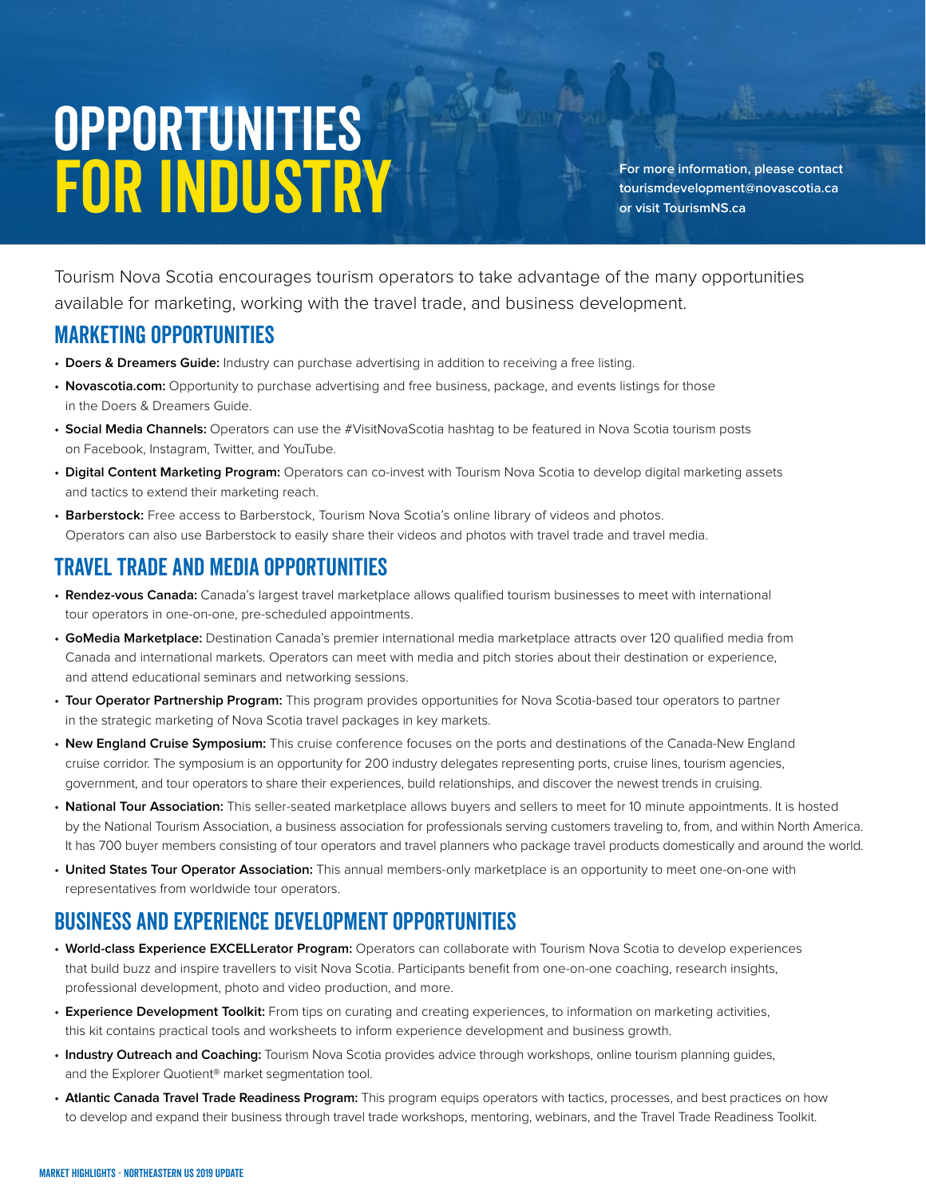# OPPORTUNITIES FOR INDUSTRY

For more information, please contact tourismdevelopment@novascotia.ca or visit TourismNS.ca

Tourism Nova Scotia encourages tourism operators to take advantage of the many opportunities available for marketing, working with the travel trade, and business development.

## MARKETING OPPORTUNITIES

- **Doers & Dreamers Guide:** Industry can purchase advertising in addition to receiving a free listing.
- **Novascotia.com:** Opportunity to purchase advertising and free business, package, and events listings for those in the Doers & Dreamers Guide.
- **Social Media Channels:** Operators can use the #VisitNovaScotia hashtag to be featured in Nova Scotia tourism posts on Facebook, Instagram, Twitter, and YouTube.
- **Digital Content Marketing Program:** Operators can co-invest with Tourism Nova Scotia to develop digital marketing assets and tactics to extend their marketing reach.
- **Barberstock:** Free access to Barberstock, Tourism Nova Scotia's online library of videos and photos. Operators can also use Barberstock to easily share their videos and photos with travel trade and travel media.

## TRAVEL TRADE AND MEDIA OPPORTUNITIES

- **Rendez-vous Canada:** Canada's largest travel marketplace allows qualified tourism businesses to meet with international tour operators in one-on-one, pre-scheduled appointments.
- **GoMedia Marketplace:** Destination Canada's premier international media marketplace attracts over 120 qualified media from Canada and international markets. Operators can meet with media and pitch stories about their destination or experience, and attend educational seminars and networking sessions.
- **Tour Operator Partnership Program:** This program provides opportunities for Nova Scotia-based tour operators to partner in the strategic marketing of Nova Scotia travel packages in key markets.
- **New England Cruise Symposium:** This cruise conference focuses on the ports and destinations of the Canada-New England cruise corridor. The symposium is an opportunity for 200 industry delegates representing ports, cruise lines, tourism agencies, government, and tour operators to share their experiences, build relationships, and discover the newest trends in cruising.
- **National Tour Association:** This seller-seated marketplace allows buyers and sellers to meet for 10 minute appointments. It is hosted by the National Tourism Association, a business association for professionals serving customers traveling to, from, and within North America. It has 700 buyer members consisting of tour operators and travel planners who package travel products domestically and around the world.
- **United States Tour Operator Association:** This annual members-only marketplace is an opportunity to meet one-on-one with representatives from worldwide tour operators.

## BUSINESS AND EXPERIENCE DEVELOPMENT OPPORTUNITIES

- **World-class Experience EXCELLerator Program:** Operators can collaborate with Tourism Nova Scotia to develop experiences that build buzz and inspire travellers to visit Nova Scotia. Participants benefit from one-on-one coaching, research insights, professional development, photo and video production, and more.
- **Experience Development Toolkit:** From tips on curating and creating experiences, to information on marketing activities, this kit contains practical tools and worksheets to inform experience development and business growth.
- **Industry Outreach and Coaching:** Tourism Nova Scotia provides advice through workshops, online tourism planning guides, and the Explorer Quotient® market segmentation tool.
- **Atlantic Canada Travel Trade Readiness Program:** This program equips operators with tactics, processes, and best practices on how to develop and expand their business through travel trade workshops, mentoring, webinars, and the Travel Trade Readiness Toolkit.